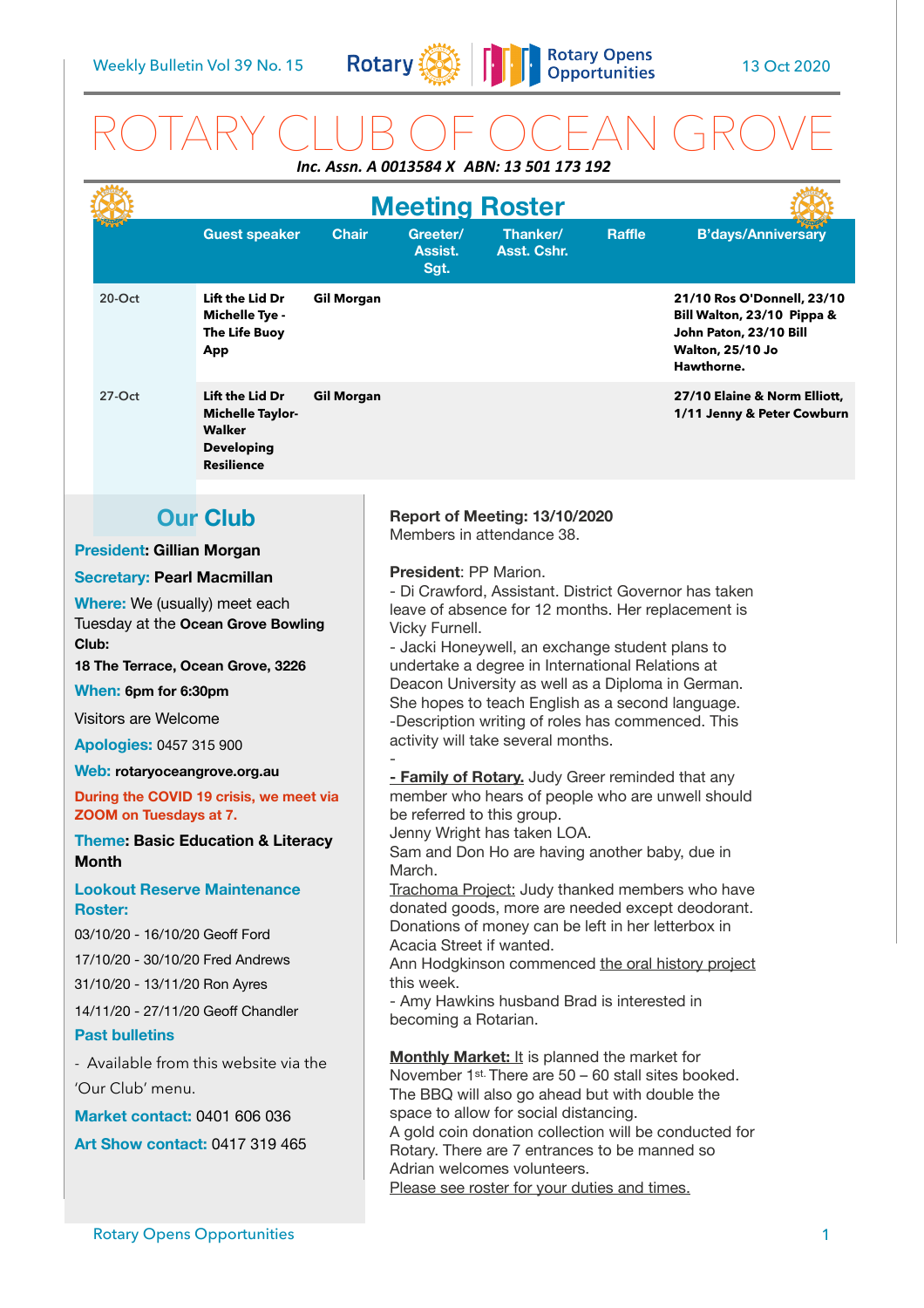Weekly Bulletin Vol 39 No. 15 | 13 Oct 2020

# ROTARY CLUB OF OCEAN GROVE

***Inc. Assn. A 0013584 X ABN: 13 501 173 192***

## Meeting Roster

| | Guest speaker | Chair | Greeter/ Assist. Sgt. | Thanker/ Asst. Cshr. | Raffle | B'days/Anniversary |
|---|---|---|---|---|---|---|
| 20-Oct | **Lift the Lid Dr Michelle Tye - The Life Buoy App** | **Gil Morgan** | | | | **21/10 Ros O'Donnell, 23/10 Bill Walton, 23/10 Pippa & John Paton, 23/10 Bill Walton, 25/10 Jo Hawthorne.** |
| 27-Oct | **Lift the Lid Dr Michelle Taylor-Walker Developing Resilience** | **Gil Morgan** | | | | **27/10 Elaine & Norm Elliott, 1/11 Jenny & Peter Cowburn** |

## Our Club

**President: Gillian Morgan**

**Secretary: Pearl Macmillan**

**Where:** We (usually) meet each Tuesday at the **Ocean Grove Bowling Club:**

**18 The Terrace, Ocean Grove, 3226**

**When: 6pm for 6:30pm**

Visitors are Welcome

**Apologies:** 0457 315 900

**Web: rotaryoceangrove.org.au**

**During the COVID 19 crisis, we meet via ZOOM on Tuesdays at 7.**

**Theme: Basic Education & Literacy Month**

**Lookout Reserve Maintenance Roster:**

03/10/20 - 16/10/20 Geoff Ford

17/10/20 - 30/10/20 Fred Andrews

31/10/20 - 13/11/20 Ron Ayres

14/11/20 - 27/11/20 Geoff Chandler

**Past bulletins**

- Available from this website via the 'Our Club' menu.

**Market contact:** 0401 606 036

**Art Show contact:** 0417 319 465

**Report of Meeting: 13/10/2020**
Members in attendance 38.

**President**: PP Marion.

- Di Crawford, Assistant. District Governor has taken leave of absence for 12 months. Her replacement is Vicky Furnell.
- Jacki Honeywell, an exchange student plans to undertake a degree in International Relations at Deacon University as well as a Diploma in German. She hopes to teach English as a second language.
- Description writing of roles has commenced. This activity will take several months.

-

**<u>- Family of Rotary.</u>** Judy Greer reminded that any member who hears of people who are unwell should be referred to this group.
Jenny Wright has taken LOA.
Sam and Don Ho are having another baby, due in March.
<u>Trachoma Project:</u> Judy thanked members who have donated goods, more are needed except deodorant. Donations of money can be left in her letterbox in Acacia Street if wanted.
Ann Hodgkinson commenced <u>the oral history project</u> this week.
- Amy Hawkins husband Brad is interested in becoming a Rotarian.

**<u>Monthly Market:</u>** <u>It</u> is planned the market for November 1st. There are 50 – 60 stall sites booked. The BBQ will also go ahead but with double the space to allow for social distancing.
A gold coin donation collection will be conducted for Rotary. There are 7 entrances to be manned so Adrian welcomes volunteers.
<u>Please see roster for your duties and times.</u>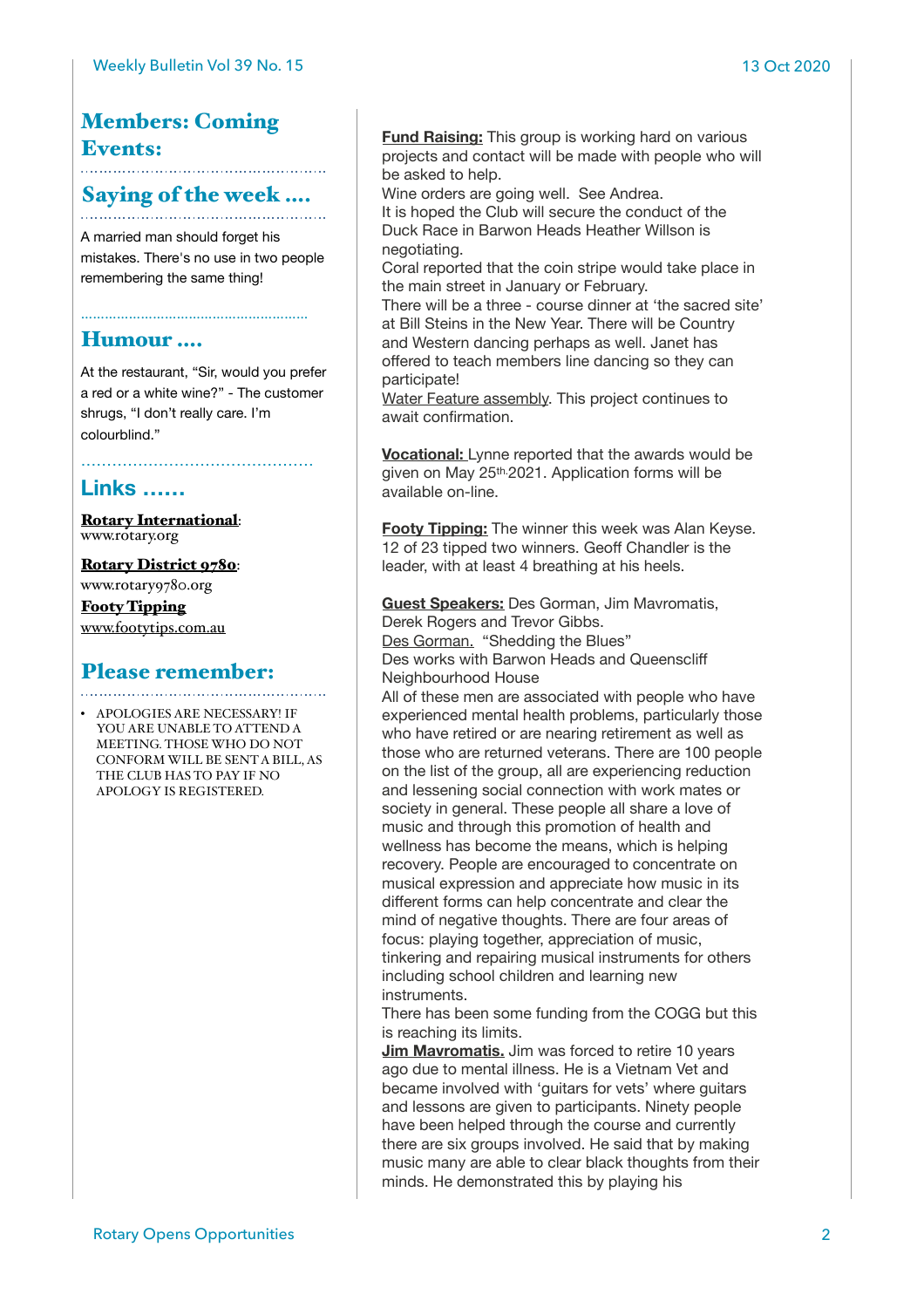## Members: Coming Events:

## Saying of the week ….

A married man should forget his mistakes. There's no use in two people remembering the same thing!

## Humour ….

At the restaurant, "Sir, would you prefer a red or a white wine?" - The customer shrugs, "I don't really care. I'm colourblind."

## Links ……

**Rotary International**: www.rotary.org

**Rotary District 9780**: www.rotary9780.org

**Footy Tipping**
www.footytips.com.au

## Please remember:

- APOLOGIES ARE NECESSARY! IF YOU ARE UNABLE TO ATTEND A MEETING. THOSE WHO DO NOT CONFORM WILL BE SENT A BILL, AS THE CLUB HAS TO PAY IF NO APOLOGY IS REGISTERED.

**Fund Raising:** This group is working hard on various projects and contact will be made with people who will be asked to help.
Wine orders are going well. See Andrea.
It is hoped the Club will secure the conduct of the Duck Race in Barwon Heads Heather Willson is negotiating.
Coral reported that the coin stripe would take place in the main street in January or February.
There will be a three - course dinner at 'the sacred site' at Bill Steins in the New Year. There will be Country and Western dancing perhaps as well. Janet has offered to teach members line dancing so they can participate!
Water Feature assembly. This project continues to await confirmation.

**Vocational:** Lynne reported that the awards would be given on May 25th 2021. Application forms will be available on-line.

**Footy Tipping:** The winner this week was Alan Keyse. 12 of 23 tipped two winners. Geoff Chandler is the leader, with at least 4 breathing at his heels.

**Guest Speakers:** Des Gorman, Jim Mavromatis, Derek Rogers and Trevor Gibbs.
Des Gorman. "Shedding the Blues"
Des works with Barwon Heads and Queenscliff Neighbourhood House
All of these men are associated with people who have experienced mental health problems, particularly those who have retired or are nearing retirement as well as those who are returned veterans. There are 100 people on the list of the group, all are experiencing reduction and lessening social connection with work mates or society in general. These people all share a love of music and through this promotion of health and wellness has become the means, which is helping recovery. People are encouraged to concentrate on musical expression and appreciate how music in its different forms can help concentrate and clear the mind of negative thoughts. There are four areas of focus: playing together, appreciation of music, tinkering and repairing musical instruments for others including school children and learning new instruments.
There has been some funding from the COGG but this is reaching its limits.
**Jim Mavromatis.** Jim was forced to retire 10 years ago due to mental illness. He is a Vietnam Vet and became involved with 'guitars for vets' where guitars and lessons are given to participants. Ninety people have been helped through the course and currently there are six groups involved. He said that by making music many are able to clear black thoughts from their minds. He demonstrated this by playing his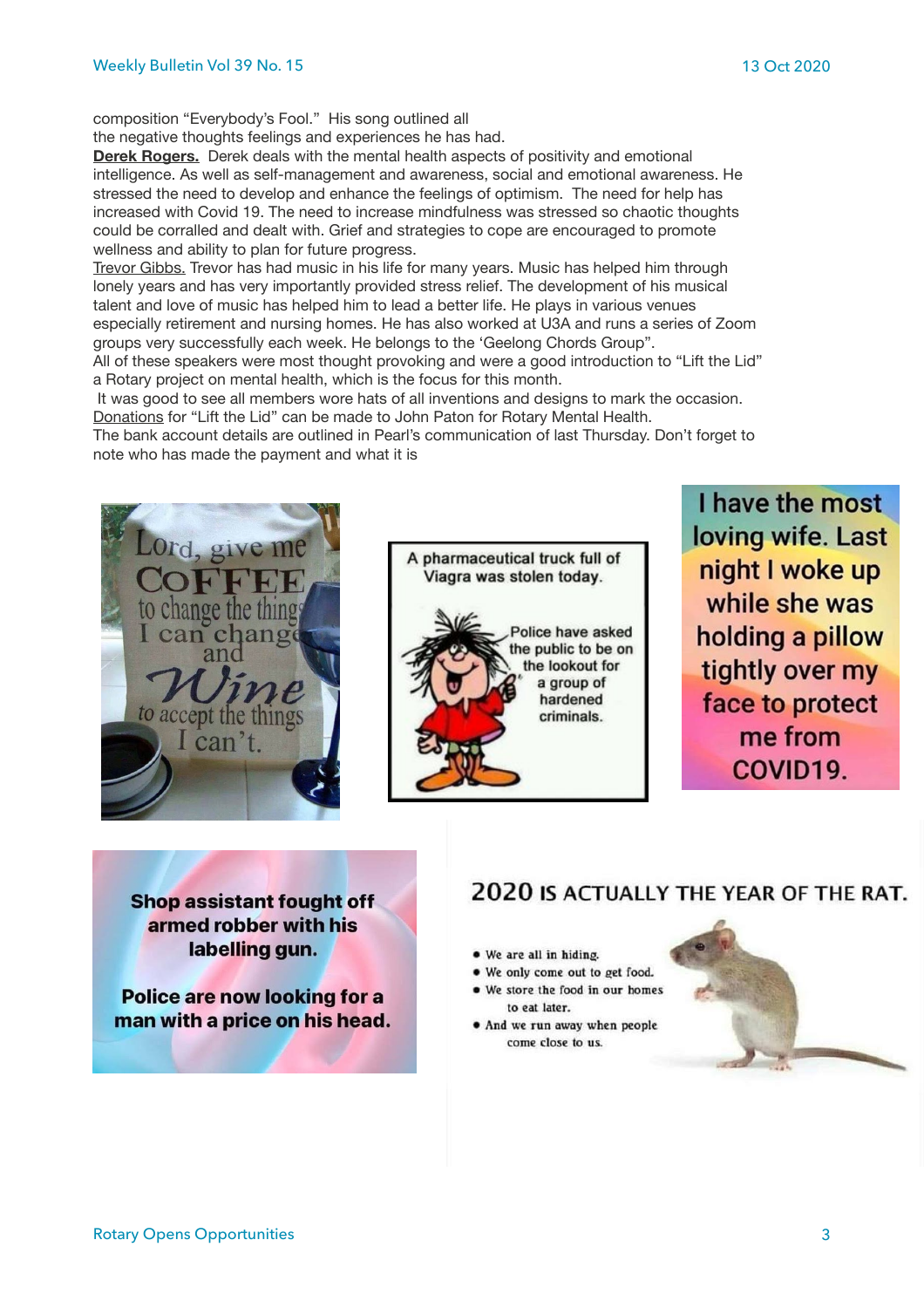composition "Everybody's Fool." His song outlined all the negative thoughts feelings and experiences he has had.

**Derek Rogers.** Derek deals with the mental health aspects of positivity and emotional intelligence. As well as self-management and awareness, social and emotional awareness. He stressed the need to develop and enhance the feelings of optimism. The need for help has increased with Covid 19. The need to increase mindfulness was stressed so chaotic thoughts could be corralled and dealt with. Grief and strategies to cope are encouraged to promote wellness and ability to plan for future progress.

Trevor Gibbs. Trevor has had music in his life for many years. Music has helped him through lonely years and has very importantly provided stress relief. The development of his musical talent and love of music has helped him to lead a better life. He plays in various venues especially retirement and nursing homes. He has also worked at U3A and runs a series of Zoom groups very successfully each week. He belongs to the 'Geelong Chords Group".

All of these speakers were most thought provoking and were a good introduction to "Lift the Lid" a Rotary project on mental health, which is the focus for this month.

It was good to see all members wore hats of all inventions and designs to mark the occasion.

Donations for "Lift the Lid" can be made to John Paton for Rotary Mental Health.

The bank account details are outlined in Pearl's communication of last Thursday. Don't forget to note who has made the payment and what it is

Lord, give me COFFEE to change the things I can change and Wine to accept the things I can't.

A pharmaceutical truck full of Viagra was stolen today.

Police have asked the public to be on the lookout for a group of hardened criminals.

I have the most loving wife. Last night I woke up while she was holding a pillow tightly over my face to protect me from COVID19.

Shop assistant fought off armed robber with his labelling gun.

Police are now looking for a man with a price on his head.

2020 IS ACTUALLY THE YEAR OF THE RAT.

- We are all in hiding.
- We only come out to get food.
- We store the food in our homes to eat later.
- And we run away when people come close to us.